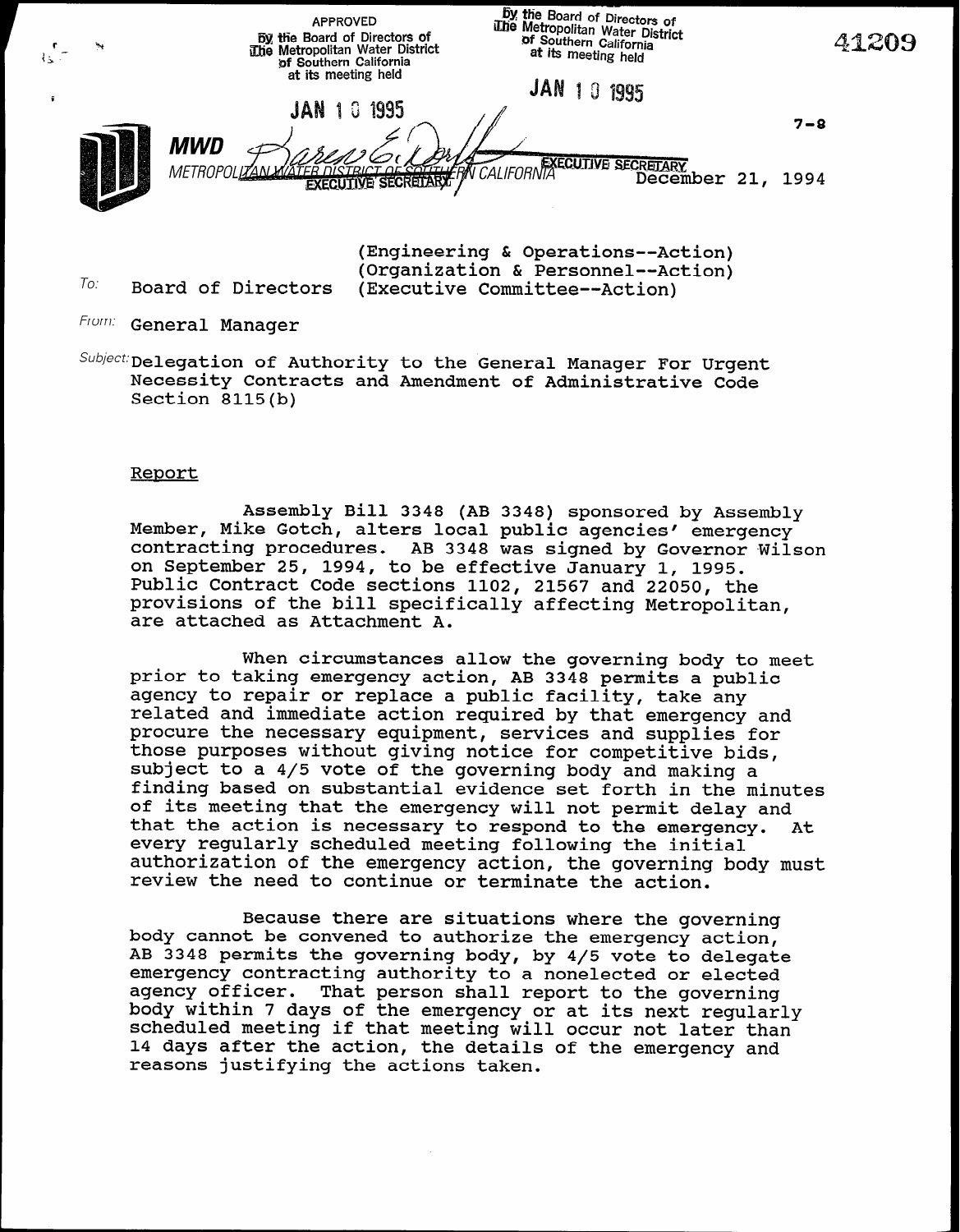APPROVED
By the Board of Directors of
The Metropolitan Water District
of Southern California
at its meeting held

JAN 10 1995

By the Board of Directors of
The Metropolitan Water District
of Southern California
at its meeting held

JAN 10 1995

EXECUTIVE SECRETARY

EXECUTIVE SECRETARY

41209

7-8

**MWD**
METROPOLITAN WATER DISTRICT OF SOUTHERN CALIFORNIA

December 21, 1994

(Engineering & Operations--Action)
(Organization & Personnel--Action)
(Executive Committee--Action)

To: Board of Directors

From: General Manager

Subject: Delegation of Authority to the General Manager For Urgent Necessity Contracts and Amendment of Administrative Code Section 8115(b)

Report

Assembly Bill 3348 (AB 3348) sponsored by Assembly Member, Mike Gotch, alters local public agencies' emergency contracting procedures. AB 3348 was signed by Governor Wilson on September 25, 1994, to be effective January 1, 1995. Public Contract Code sections 1102, 21567 and 22050, the provisions of the bill specifically affecting Metropolitan, are attached as Attachment A.

When circumstances allow the governing body to meet prior to taking emergency action, AB 3348 permits a public agency to repair or replace a public facility, take any related and immediate action required by that emergency and procure the necessary equipment, services and supplies for those purposes without giving notice for competitive bids, subject to a 4/5 vote of the governing body and making a finding based on substantial evidence set forth in the minutes of its meeting that the emergency will not permit delay and that the action is necessary to respond to the emergency. At every regularly scheduled meeting following the initial authorization of the emergency action, the governing body must review the need to continue or terminate the action.

Because there are situations where the governing body cannot be convened to authorize the emergency action, AB 3348 permits the governing body, by 4/5 vote to delegate emergency contracting authority to a nonelected or elected agency officer. That person shall report to the governing body within 7 days of the emergency or at its next regularly scheduled meeting if that meeting will occur not later than 14 days after the action, the details of the emergency and reasons justifying the actions taken.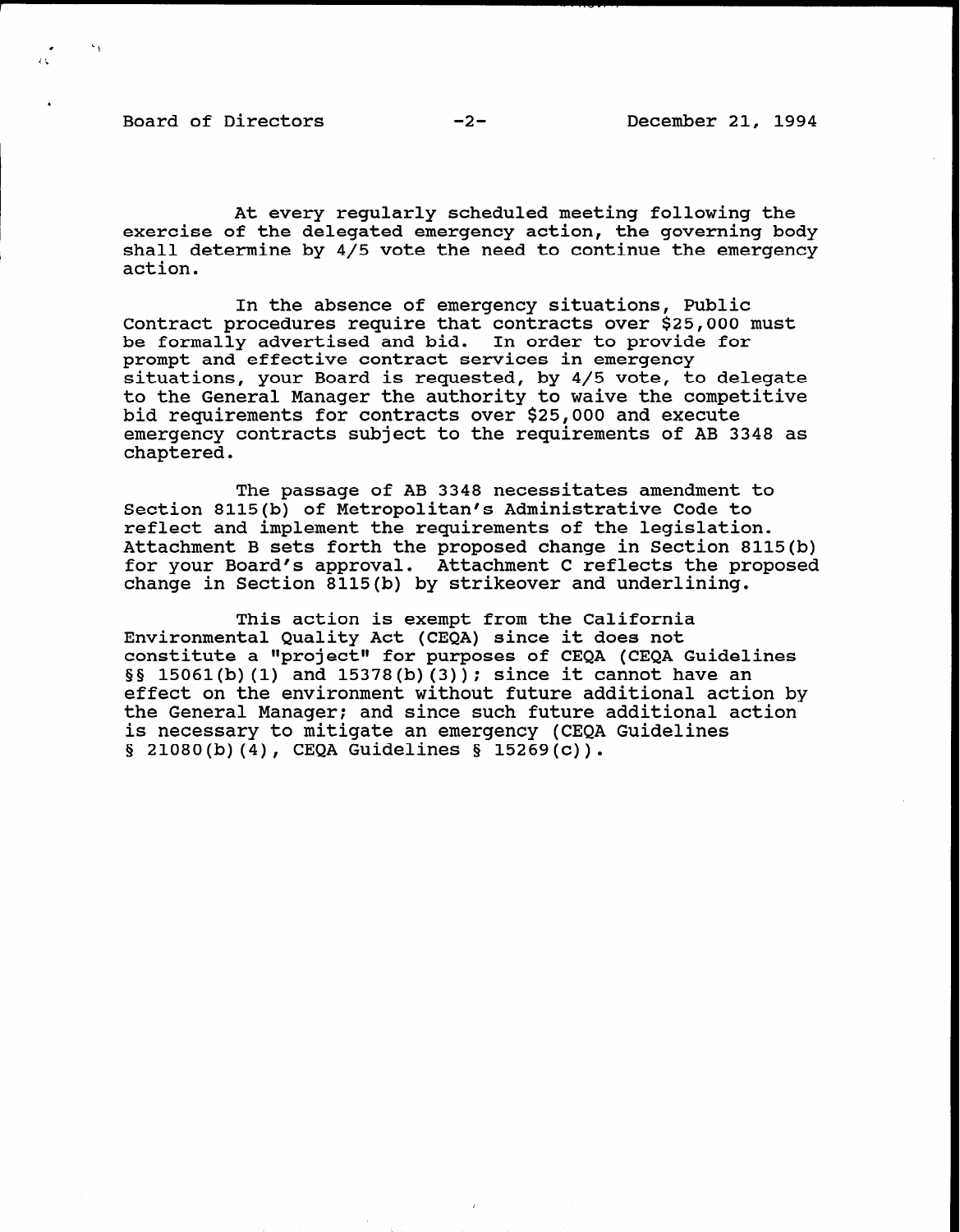At every regularly scheduled meeting following the exercise of the delegated emergency action, the governing body shall determine by 4/5 vote the need to continue the emergency action.

In the absence of emergency situations, Public Contract procedures require that contracts over $25,000 must be formally advertised and bid. In order to provide for prompt and effective contract services in emergency situations, your Board is requested, by 4/5 vote, to delegate to the General Manager the authority to waive the competitive bid requirements for contracts over $25,000 and execute emergency contracts subject to the requirements of AB 3348 as chaptered.

The passage of AB 3348 necessitates amendment to Section 8115(b) of Metropolitan's Administrative Code to reflect and implement the requirements of the legislation. Attachment B sets forth the proposed change in Section 8115(b) for your Board's approval. Attachment C reflects the proposed change in Section 8115(b) by strikeover and underlining.

This action is exempt from the California Environmental Quality Act (CEQA) since it does not constitute a "project" for purposes of CEQA (CEQA Guidelines §§ 15061(b)(1) and 15378(b)(3)); since it cannot have an effect on the environment without future additional action by the General Manager; and since such future additional action is necessary to mitigate an emergency (CEQA Guidelines § 21080(b)(4), CEQA Guidelines § 15269(c)).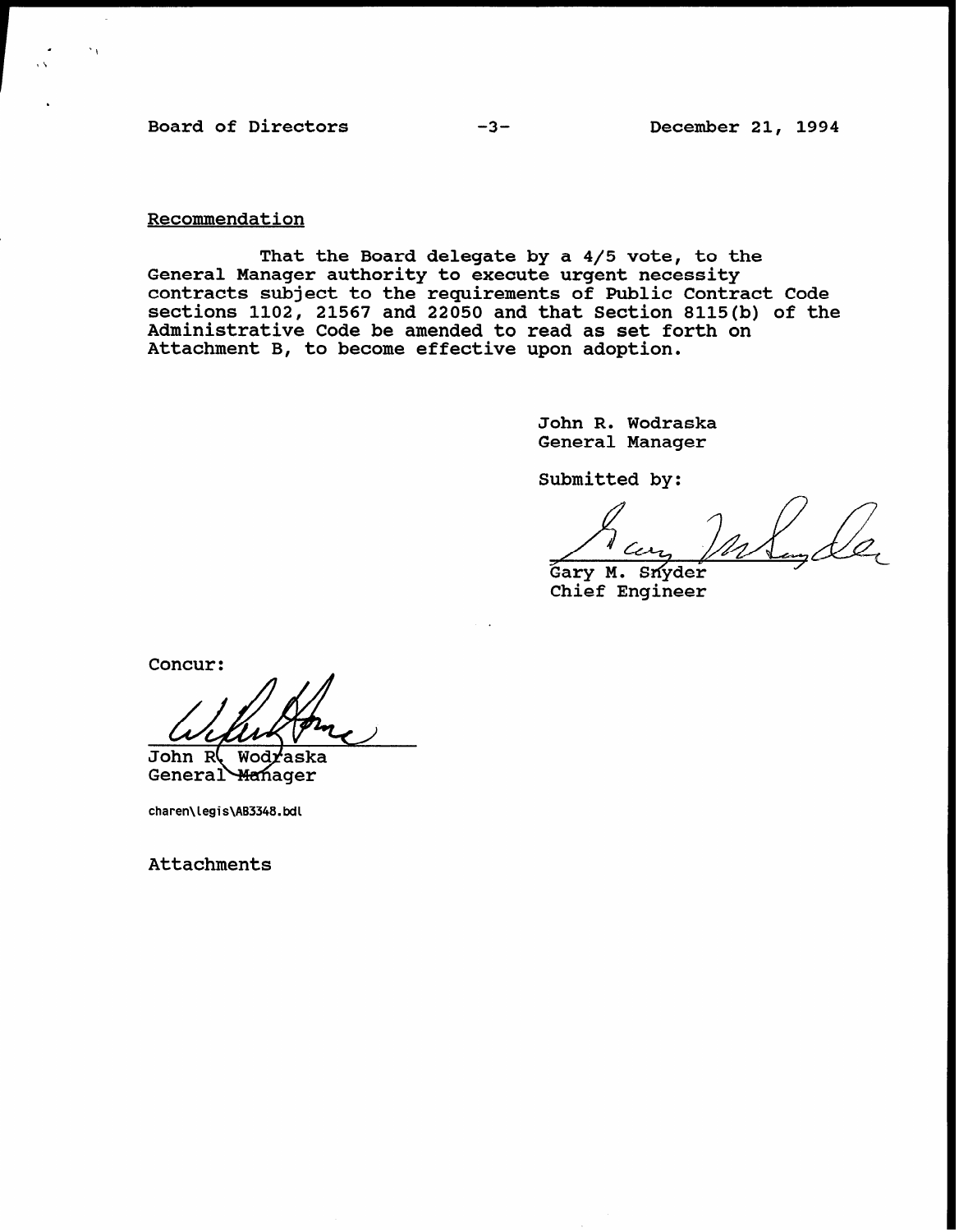## Recommendation

That the Board delegate by a 4/5 vote, to the General Manager authority to execute urgent necessity contracts subject to the requirements of Public Contract Code sections 1102, 21567 and 22050 and that Section 8115(b) of the Administrative Code be amended to read as set forth on Attachment B, to become effective upon adoption.

John R. Wodraska
General Manager

Submitted by:

Gary M. Snyder
Chief Engineer

Concur:

John R. Wodraska
General Manager

charen\legis\AB3348.bdl

Attachments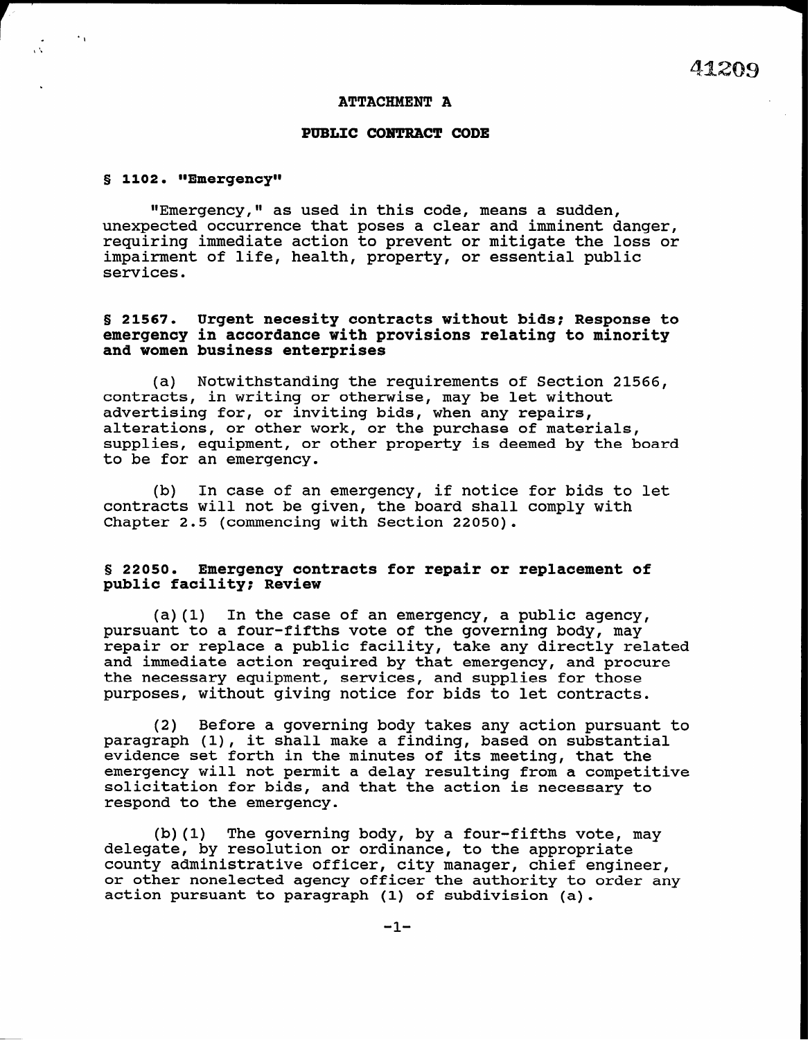## ATTACHMENT A

## PUBLIC CONTRACT CODE

### § 1102. "Emergency"

"Emergency," as used in this code, means a sudden, unexpected occurrence that poses a clear and imminent danger, requiring immediate action to prevent or mitigate the loss or impairment of life, health, property, or essential public services.

### § 21567. Urgent necesity contracts without bids; Response to emergency in accordance with provisions relating to minority and women business enterprises

(a) Notwithstanding the requirements of Section 21566, contracts, in writing or otherwise, may be let without advertising for, or inviting bids, when any repairs, alterations, or other work, or the purchase of materials, supplies, equipment, or other property is deemed by the board to be for an emergency.

(b) In case of an emergency, if notice for bids to let contracts will not be given, the board shall comply with Chapter 2.5 (commencing with Section 22050).

### § 22050. Emergency contracts for repair or replacement of public facility; Review

(a)(1) In the case of an emergency, a public agency, pursuant to a four-fifths vote of the governing body, may repair or replace a public facility, take any directly related and immediate action required by that emergency, and procure the necessary equipment, services, and supplies for those purposes, without giving notice for bids to let contracts.

(2) Before a governing body takes any action pursuant to paragraph (1), it shall make a finding, based on substantial evidence set forth in the minutes of its meeting, that the emergency will not permit a delay resulting from a competitive solicitation for bids, and that the action is necessary to respond to the emergency.

(b)(1) The governing body, by a four-fifths vote, may delegate, by resolution or ordinance, to the appropriate county administrative officer, city manager, chief engineer, or other nonelected agency officer the authority to order any action pursuant to paragraph (1) of subdivision (a).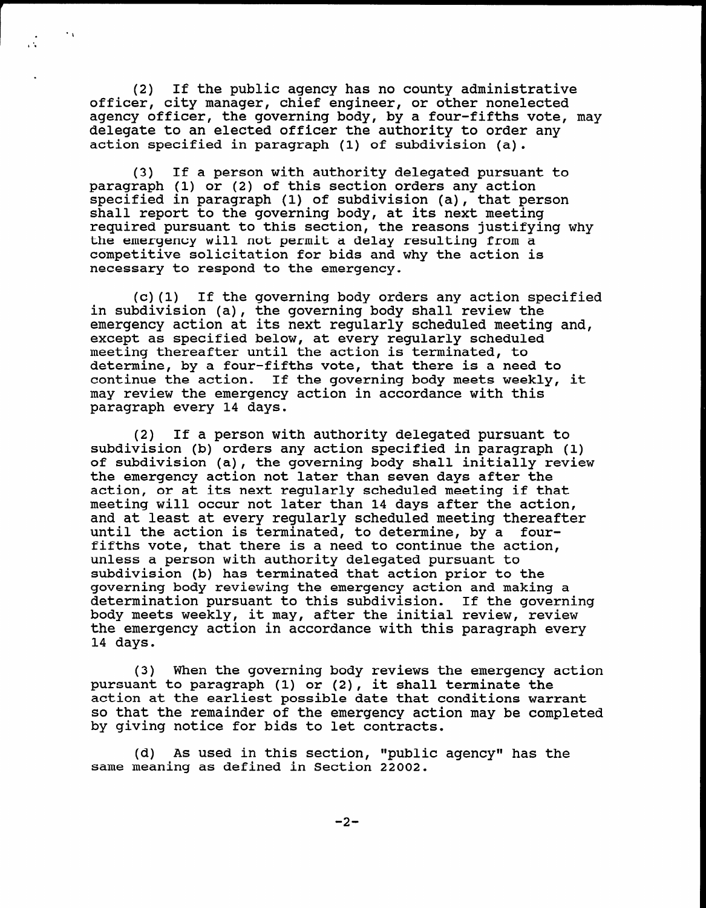(2) If the public agency has no county administrative officer, city manager, chief engineer, or other nonelected agency officer, the governing body, by a four-fifths vote, may delegate to an elected officer the authority to order any action specified in paragraph (1) of subdivision (a).

(3) If a person with authority delegated pursuant to paragraph (1) or (2) of this section orders any action specified in paragraph (1) of subdivision (a), that person shall report to the governing body, at its next meeting required pursuant to this section, the reasons justifying why the emergency will not permit a delay resulting from a competitive solicitation for bids and why the action is necessary to respond to the emergency.

(c)(1) If the governing body orders any action specified in subdivision (a), the governing body shall review the emergency action at its next regularly scheduled meeting and, except as specified below, at every regularly scheduled meeting thereafter until the action is terminated, to determine, by a four-fifths vote, that there is a need to continue the action. If the governing body meets weekly, it may review the emergency action in accordance with this paragraph every 14 days.

(2) If a person with authority delegated pursuant to subdivision (b) orders any action specified in paragraph (1) of subdivision (a), the governing body shall initially review the emergency action not later than seven days after the action, or at its next regularly scheduled meeting if that meeting will occur not later than 14 days after the action, and at least at every regularly scheduled meeting thereafter until the action is terminated, to determine, by a four-fifths vote, that there is a need to continue the action, unless a person with authority delegated pursuant to subdivision (b) has terminated that action prior to the governing body reviewing the emergency action and making a determination pursuant to this subdivision. If the governing body meets weekly, it may, after the initial review, review the emergency action in accordance with this paragraph every 14 days.

(3) When the governing body reviews the emergency action pursuant to paragraph (1) or (2), it shall terminate the action at the earliest possible date that conditions warrant so that the remainder of the emergency action may be completed by giving notice for bids to let contracts.

(d) As used in this section, "public agency" has the same meaning as defined in Section 22002.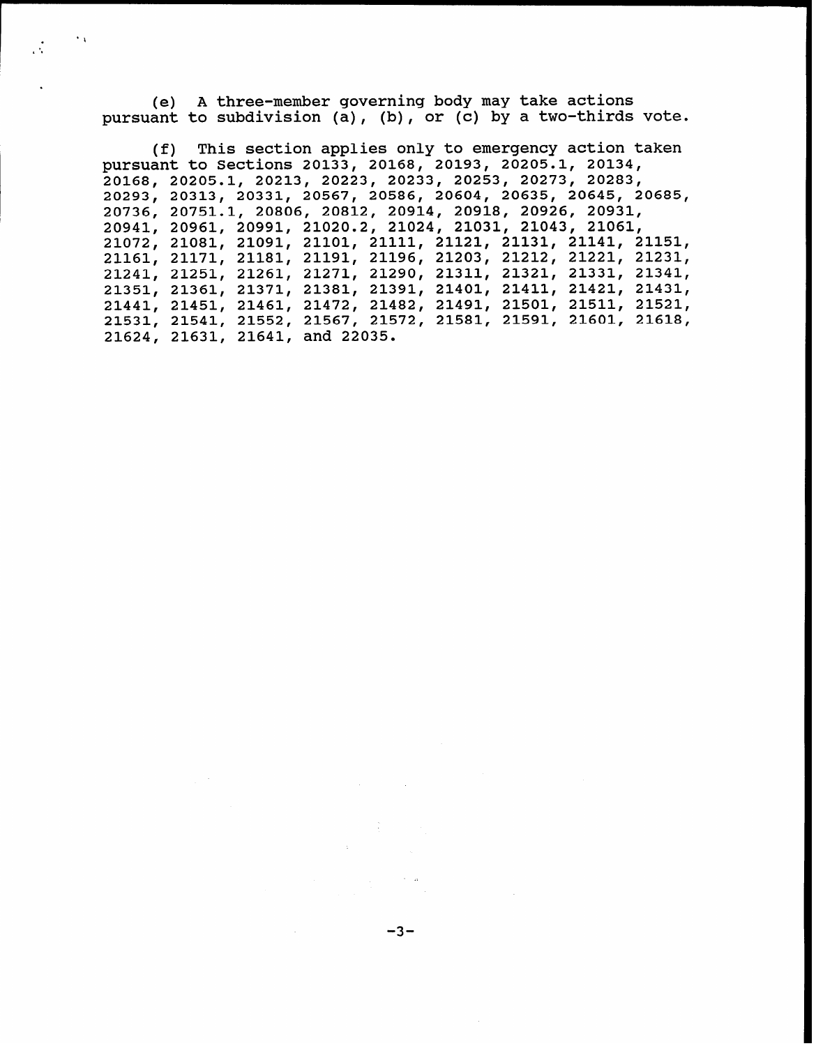(e) A three-member governing body may take actions pursuant to subdivision (a), (b), or (c) by a two-thirds vote.

(f) This section applies only to emergency action taken pursuant to Sections 20133, 20168, 20193, 20205.1, 20134, 20168, 20205.1, 20213, 20223, 20233, 20253, 20273, 20283, 20293, 20313, 20331, 20567, 20586, 20604, 20635, 20645, 20685, 20736, 20751.1, 20806, 20812, 20914, 20918, 20926, 20931, 20941, 20961, 20991, 21020.2, 21024, 21031, 21043, 21061, 21072, 21081, 21091, 21101, 21111, 21121, 21131, 21141, 21151, 21161, 21171, 21181, 21191, 21196, 21203, 21212, 21221, 21231, 21241, 21251, 21261, 21271, 21290, 21311, 21321, 21331, 21341, 21351, 21361, 21371, 21381, 21391, 21401, 21411, 21421, 21431, 21441, 21451, 21461, 21472, 21482, 21491, 21501, 21511, 21521, 21531, 21541, 21552, 21567, 21572, 21581, 21591, 21601, 21618, 21624, 21631, 21641, and 22035.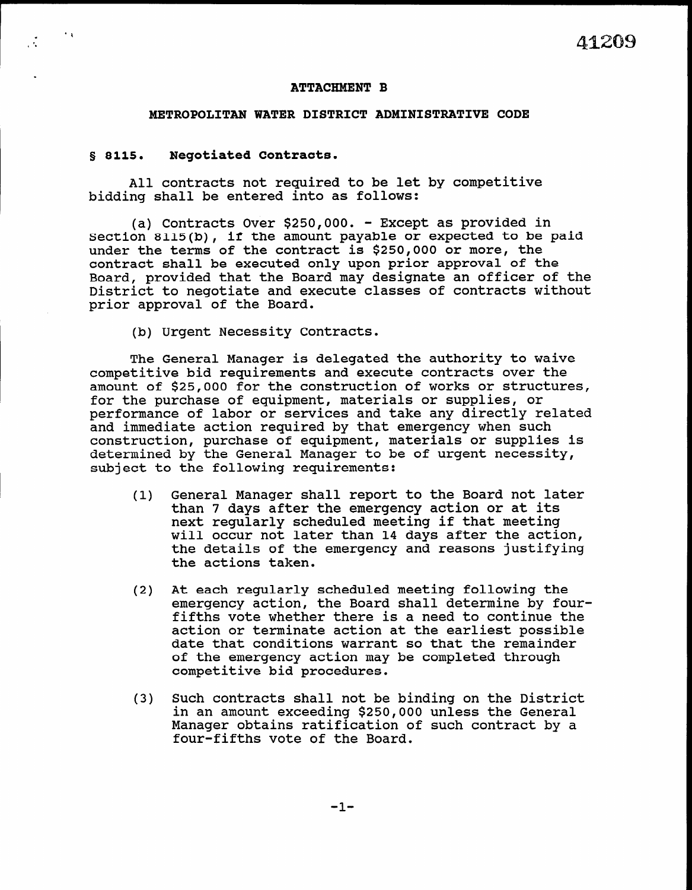## ATTACHMENT B

## METROPOLITAN WATER DISTRICT ADMINISTRATIVE CODE

### § 8115. Negotiated Contracts.

All contracts not required to be let by competitive bidding shall be entered into as follows:

(a) Contracts Over $250,000. - Except as provided in Section 8115(b), if the amount payable or expected to be paid under the terms of the contract is $250,000 or more, the contract shall be executed only upon prior approval of the Board, provided that the Board may designate an officer of the District to negotiate and execute classes of contracts without prior approval of the Board.

(b) Urgent Necessity Contracts.

The General Manager is delegated the authority to waive competitive bid requirements and execute contracts over the amount of $25,000 for the construction of works or structures, for the purchase of equipment, materials or supplies, or performance of labor or services and take any directly related and immediate action required by that emergency when such construction, purchase of equipment, materials or supplies is determined by the General Manager to be of urgent necessity, subject to the following requirements:

(1) General Manager shall report to the Board not later than 7 days after the emergency action or at its next regularly scheduled meeting if that meeting will occur not later than 14 days after the action, the details of the emergency and reasons justifying the actions taken.

(2) At each regularly scheduled meeting following the emergency action, the Board shall determine by four-fifths vote whether there is a need to continue the action or terminate action at the earliest possible date that conditions warrant so that the remainder of the emergency action may be completed through competitive bid procedures.

(3) Such contracts shall not be binding on the District in an amount exceeding $250,000 unless the General Manager obtains ratification of such contract by a four-fifths vote of the Board.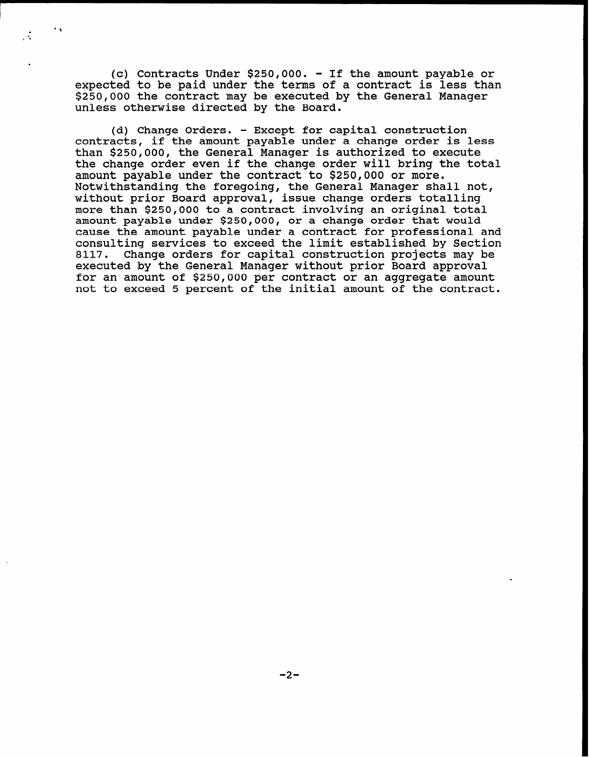(c) Contracts Under \$250,000. - If the amount payable or expected to be paid under the terms of a contract is less than \$250,000 the contract may be executed by the General Manager unless otherwise directed by the Board.

(d) Change Orders. - Except for capital construction contracts, if the amount payable under a change order is less than \$250,000, the General Manager is authorized to execute the change order even if the change order will bring the total amount payable under the contract to \$250,000 or more. Notwithstanding the foregoing, the General Manager shall not, without prior Board approval, issue change orders totalling more than \$250,000 to a contract involving an original total amount payable under \$250,000, or a change order that would cause the amount payable under a contract for professional and consulting services to exceed the limit established by Section 8117. Change orders for capital construction projects may be executed by the General Manager without prior Board approval for an amount of \$250,000 per contract or an aggregate amount not to exceed 5 percent of the initial amount of the contract.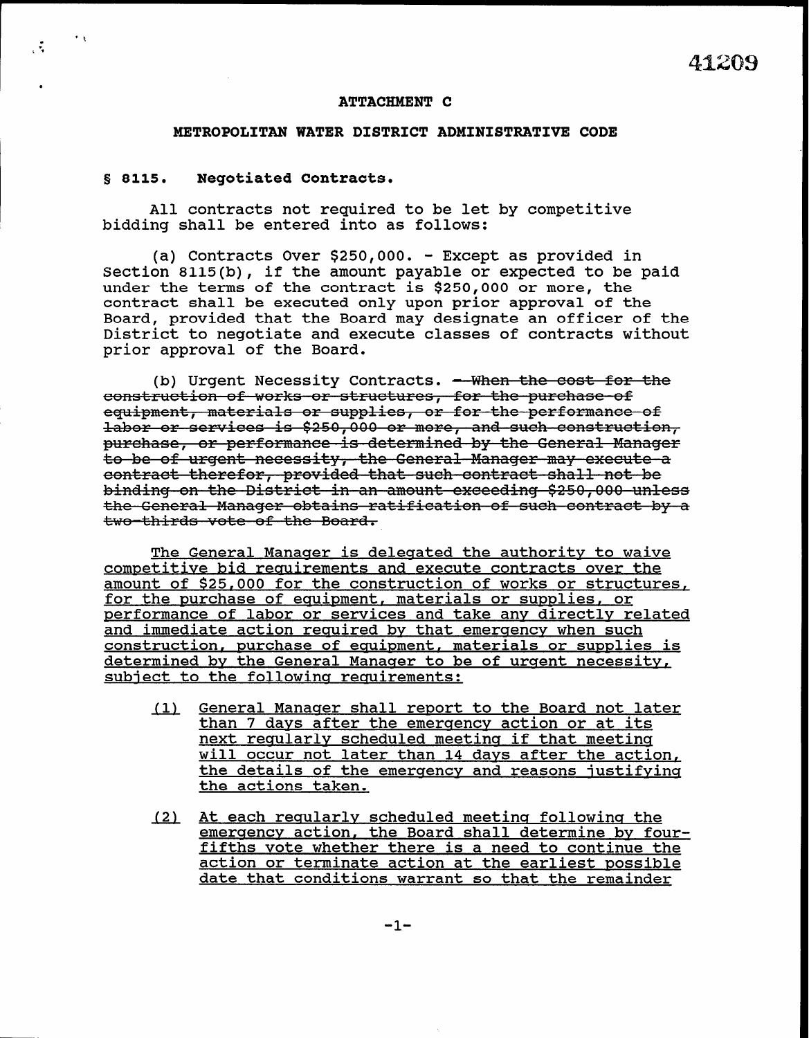## ATTACHMENT C

## METROPOLITAN WATER DISTRICT ADMINISTRATIVE CODE

**§ 8115. Negotiated Contracts.**

All contracts not required to be let by competitive bidding shall be entered into as follows:

(a) Contracts Over $250,000. - Except as provided in Section 8115(b), if the amount payable or expected to be paid under the terms of the contract is $250,000 or more, the contract shall be executed only upon prior approval of the Board, provided that the Board may designate an officer of the District to negotiate and execute classes of contracts without prior approval of the Board.

(b) Urgent Necessity Contracts. ~~- When the cost for the construction of works or structures, for the purchase of equipment, materials or supplies, or for the performance of labor or services is $250,000 or more, and such construction, purchase, or performance is determined by the General Manager to be of urgent necessity, the General Manager may execute a contract therefor, provided that such contract shall not be binding on the District in an amount exceeding $250,000 unless the General Manager obtains ratification of such contract by a two-thirds vote of the Board.~~

<u>The General Manager is delegated the authority to waive competitive bid requirements and execute contracts over the amount of $25,000 for the construction of works or structures, for the purchase of equipment, materials or supplies, or performance of labor or services and take any directly related and immediate action required by that emergency when such construction, purchase of equipment, materials or supplies is determined by the General Manager to be of urgent necessity, subject to the following requirements:</u>

<u>(1)</u> <u>General Manager shall report to the Board not later than 7 days after the emergency action or at its next regularly scheduled meeting if that meeting will occur not later than 14 days after the action, the details of the emergency and reasons justifying the actions taken.</u>

<u>(2)</u> <u>At each regularly scheduled meeting following the emergency action, the Board shall determine by four-fifths vote whether there is a need to continue the action or terminate action at the earliest possible date that conditions warrant so that the remainder</u>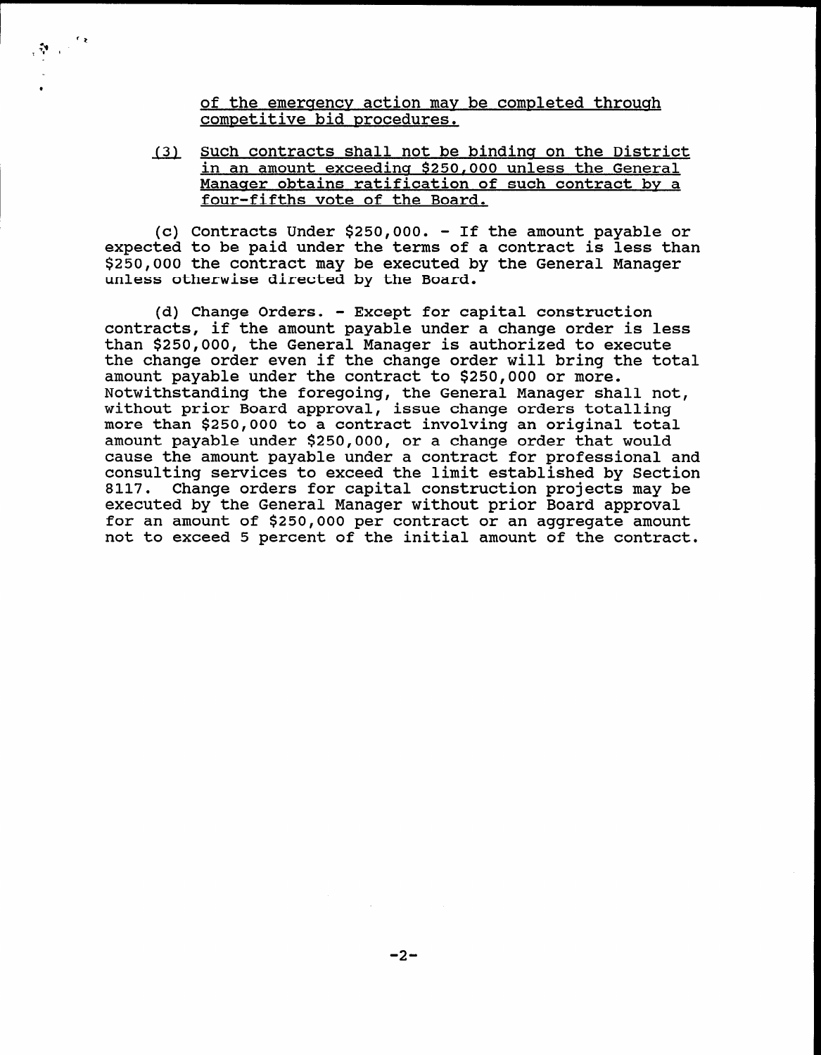of the emergency action may be completed through competitive bid procedures.

(3) Such contracts shall not be binding on the District in an amount exceeding $250,000 unless the General Manager obtains ratification of such contract by a four-fifths vote of the Board.

(c) Contracts Under $250,000. - If the amount payable or expected to be paid under the terms of a contract is less than $250,000 the contract may be executed by the General Manager unless otherwise directed by the Board.

(d) Change Orders. - Except for capital construction contracts, if the amount payable under a change order is less than $250,000, the General Manager is authorized to execute the change order even if the change order will bring the total amount payable under the contract to $250,000 or more. Notwithstanding the foregoing, the General Manager shall not, without prior Board approval, issue change orders totalling more than $250,000 to a contract involving an original total amount payable under $250,000, or a change order that would cause the amount payable under a contract for professional and consulting services to exceed the limit established by Section 8117. Change orders for capital construction projects may be executed by the General Manager without prior Board approval for an amount of $250,000 per contract or an aggregate amount not to exceed 5 percent of the initial amount of the contract.